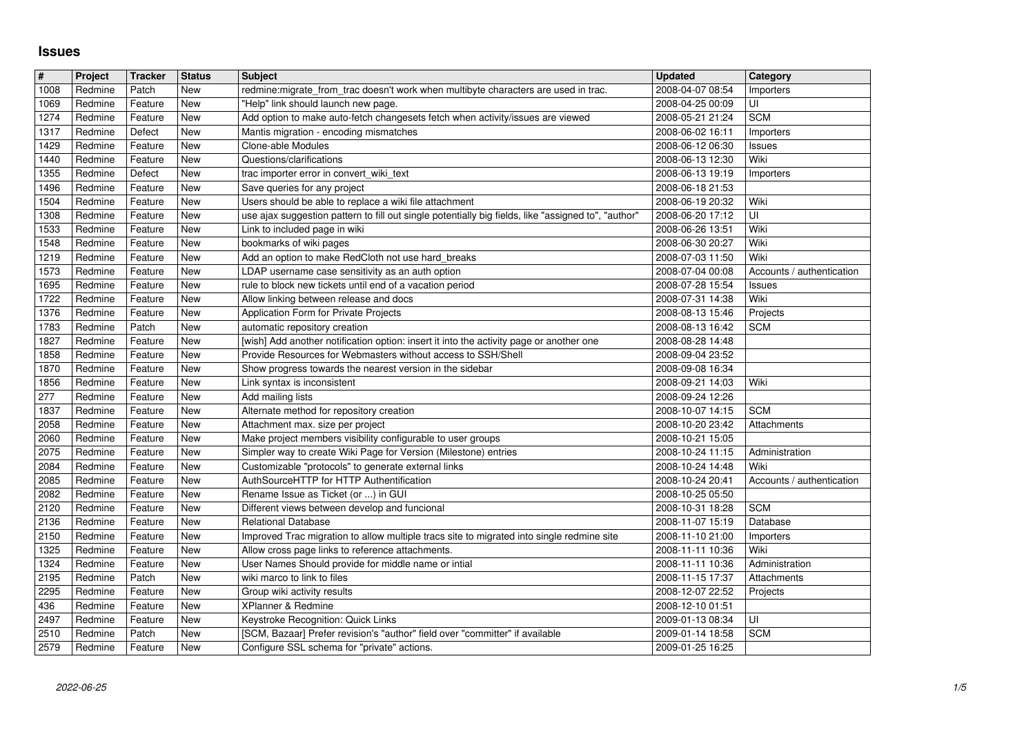# Issues

| # | Project | Tracker | Status | Subject | Updated | Category |
|---|---|---|---|---|---|---|
| 1008 | Redmine | Patch | New | redmine:migrate_from_trac doesn't work when multibyte characters are used in trac. | 2008-04-07 08:54 | Importers |
| 1069 | Redmine | Feature | New | "Help" link should launch new page. | 2008-04-25 00:09 | UI |
| 1274 | Redmine | Feature | New | Add option to make auto-fetch changesets fetch when activity/issues are viewed | 2008-05-21 21:24 | SCM |
| 1317 | Redmine | Defect | New | Mantis migration - encoding mismatches | 2008-06-02 16:11 | Importers |
| 1429 | Redmine | Feature | New | Clone-able Modules | 2008-06-12 06:30 | Issues |
| 1440 | Redmine | Feature | New | Questions/clarifications | 2008-06-13 12:30 | Wiki |
| 1355 | Redmine | Defect | New | trac importer error in convert_wiki_text | 2008-06-13 19:19 | Importers |
| 1496 | Redmine | Feature | New | Save queries for any project | 2008-06-18 21:53 | |
| 1504 | Redmine | Feature | New | Users should be able to replace a wiki file attachment | 2008-06-19 20:32 | Wiki |
| 1308 | Redmine | Feature | New | use ajax suggestion pattern to fill out single potentially big fields, like "assigned to", "author" | 2008-06-20 17:12 | UI |
| 1533 | Redmine | Feature | New | Link to included page in wiki | 2008-06-26 13:51 | Wiki |
| 1548 | Redmine | Feature | New | bookmarks of wiki pages | 2008-06-30 20:27 | Wiki |
| 1219 | Redmine | Feature | New | Add an option to make RedCloth not use hard_breaks | 2008-07-03 11:50 | Wiki |
| 1573 | Redmine | Feature | New | LDAP username case sensitivity as an auth option | 2008-07-04 00:08 | Accounts / authentication |
| 1695 | Redmine | Feature | New | rule to block new tickets until end of a vacation period | 2008-07-28 15:54 | Issues |
| 1722 | Redmine | Feature | New | Allow linking between release and docs | 2008-07-31 14:38 | Wiki |
| 1376 | Redmine | Feature | New | Application Form for Private Projects | 2008-08-13 15:46 | Projects |
| 1783 | Redmine | Patch | New | automatic repository creation | 2008-08-13 16:42 | SCM |
| 1827 | Redmine | Feature | New | [wish] Add another notification option: insert it into the activity page or another one | 2008-08-28 14:48 | |
| 1858 | Redmine | Feature | New | Provide Resources for Webmasters without access to SSH/Shell | 2008-09-04 23:52 | |
| 1870 | Redmine | Feature | New | Show progress towards the nearest version in the sidebar | 2008-09-08 16:34 | |
| 1856 | Redmine | Feature | New | Link syntax is inconsistent | 2008-09-21 14:03 | Wiki |
| 277 | Redmine | Feature | New | Add mailing lists | 2008-09-24 12:26 | |
| 1837 | Redmine | Feature | New | Alternate method for repository creation | 2008-10-07 14:15 | SCM |
| 2058 | Redmine | Feature | New | Attachment max. size per project | 2008-10-20 23:42 | Attachments |
| 2060 | Redmine | Feature | New | Make project members visibility configurable to user groups | 2008-10-21 15:05 | |
| 2075 | Redmine | Feature | New | Simpler way to create Wiki Page for Version (Milestone) entries | 2008-10-24 11:15 | Administration |
| 2084 | Redmine | Feature | New | Customizable "protocols" to generate external links | 2008-10-24 14:48 | Wiki |
| 2085 | Redmine | Feature | New | AuthSourceHTTP for HTTP Authentification | 2008-10-24 20:41 | Accounts / authentication |
| 2082 | Redmine | Feature | New | Rename Issue as Ticket (or ...) in GUI | 2008-10-25 05:50 | |
| 2120 | Redmine | Feature | New | Different views between develop and funcional | 2008-10-31 18:28 | SCM |
| 2136 | Redmine | Feature | New | Relational Database | 2008-11-07 15:19 | Database |
| 2150 | Redmine | Feature | New | Improved Trac migration to allow multiple tracs site to migrated into single redmine site | 2008-11-10 21:00 | Importers |
| 1325 | Redmine | Feature | New | Allow cross page links to reference attachments. | 2008-11-11 10:36 | Wiki |
| 1324 | Redmine | Feature | New | User Names Should provide for middle name or intial | 2008-11-11 10:36 | Administration |
| 2195 | Redmine | Patch | New | wiki marco to link to files | 2008-11-15 17:37 | Attachments |
| 2295 | Redmine | Feature | New | Group wiki activity results | 2008-12-07 22:52 | Projects |
| 436 | Redmine | Feature | New | XPlanner & Redmine | 2008-12-10 01:51 | |
| 2497 | Redmine | Feature | New | Keystroke Recognition: Quick Links | 2009-01-13 08:34 | UI |
| 2510 | Redmine | Patch | New | [SCM, Bazaar] Prefer revision's "author" field over "committer" if available | 2009-01-14 18:58 | SCM |
| 2579 | Redmine | Feature | New | Configure SSL schema for "private" actions. | 2009-01-25 16:25 | |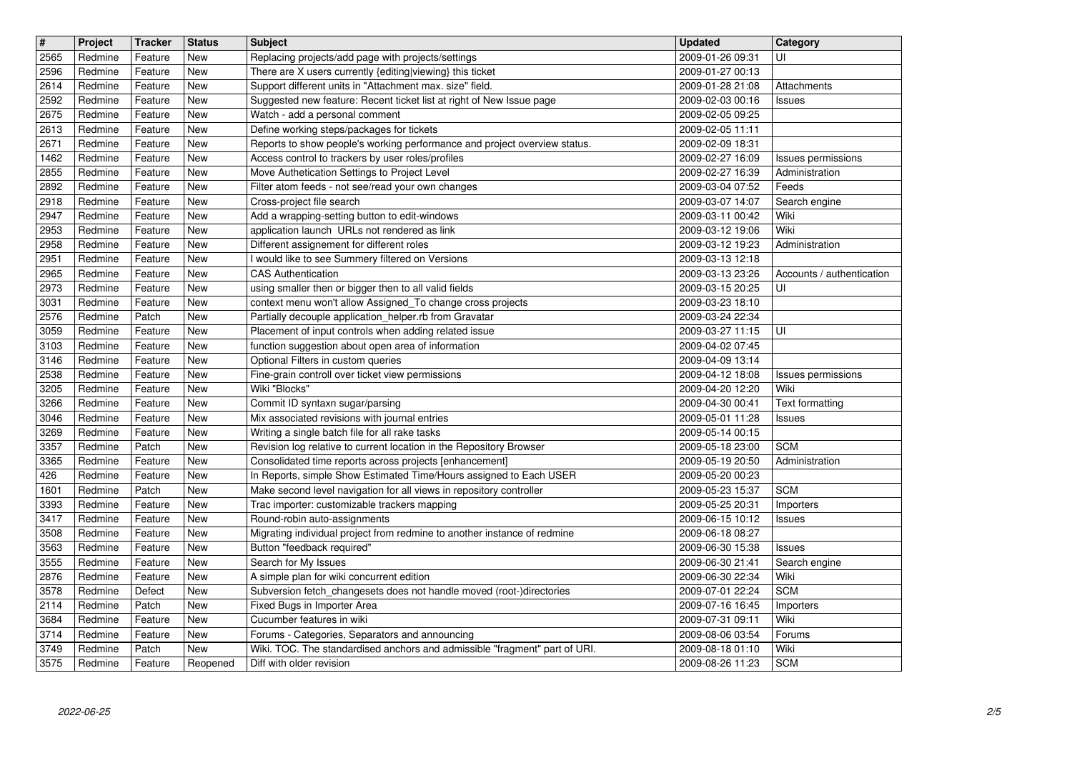| # | Project | Tracker | Status | Subject | Updated | Category |
|---|---|---|---|---|---|---|
| 2565 | Redmine | Feature | New | Replacing projects/add page with projects/settings | 2009-01-26 09:31 | UI |
| 2596 | Redmine | Feature | New | There are X users currently {editing\|viewing} this ticket | 2009-01-27 00:13 | |
| 2614 | Redmine | Feature | New | Support different units in "Attachment max. size" field. | 2009-01-28 21:08 | Attachments |
| 2592 | Redmine | Feature | New | Suggested new feature: Recent ticket list at right of New Issue page | 2009-02-03 00:16 | Issues |
| 2675 | Redmine | Feature | New | Watch - add a personal comment | 2009-02-05 09:25 | |
| 2613 | Redmine | Feature | New | Define working steps/packages for tickets | 2009-02-05 11:11 | |
| 2671 | Redmine | Feature | New | Reports to show people's working performance and project overview status. | 2009-02-09 18:31 | |
| 1462 | Redmine | Feature | New | Access control to trackers by user roles/profiles | 2009-02-27 16:09 | Issues permissions |
| 2855 | Redmine | Feature | New | Move Authetication Settings to Project Level | 2009-02-27 16:39 | Administration |
| 2892 | Redmine | Feature | New | Filter atom feeds - not see/read your own changes | 2009-03-04 07:52 | Feeds |
| 2918 | Redmine | Feature | New | Cross-project file search | 2009-03-07 14:07 | Search engine |
| 2947 | Redmine | Feature | New | Add a wrapping-setting button to edit-windows | 2009-03-11 00:42 | Wiki |
| 2953 | Redmine | Feature | New | application launch URLs not rendered as link | 2009-03-12 19:06 | Wiki |
| 2958 | Redmine | Feature | New | Different assignement for different roles | 2009-03-12 19:23 | Administration |
| 2951 | Redmine | Feature | New | I would like to see Summery filtered on Versions | 2009-03-13 12:18 | |
| 2965 | Redmine | Feature | New | CAS Authentication | 2009-03-13 23:26 | Accounts / authentication |
| 2973 | Redmine | Feature | New | using smaller then or bigger then to all valid fields | 2009-03-15 20:25 | UI |
| 3031 | Redmine | Feature | New | context menu won't allow Assigned_To change cross projects | 2009-03-23 18:10 | |
| 2576 | Redmine | Patch | New | Partially decouple application_helper.rb from Gravatar | 2009-03-24 22:34 | |
| 3059 | Redmine | Feature | New | Placement of input controls when adding related issue | 2009-03-27 11:15 | UI |
| 3103 | Redmine | Feature | New | function suggestion about open area of information | 2009-04-02 07:45 | |
| 3146 | Redmine | Feature | New | Optional Filters in custom queries | 2009-04-09 13:14 | |
| 2538 | Redmine | Feature | New | Fine-grain controll over ticket view permissions | 2009-04-12 18:08 | Issues permissions |
| 3205 | Redmine | Feature | New | Wiki "Blocks" | 2009-04-20 12:20 | Wiki |
| 3266 | Redmine | Feature | New | Commit ID syntaxn sugar/parsing | 2009-04-30 00:41 | Text formatting |
| 3046 | Redmine | Feature | New | Mix associated revisions with journal entries | 2009-05-01 11:28 | Issues |
| 3269 | Redmine | Feature | New | Writing a single batch file for all rake tasks | 2009-05-14 00:15 | |
| 3357 | Redmine | Patch | New | Revision log relative to current location in the Repository Browser | 2009-05-18 23:00 | SCM |
| 3365 | Redmine | Feature | New | Consolidated time reports across projects [enhancement] | 2009-05-19 20:50 | Administration |
| 426 | Redmine | Feature | New | In Reports, simple Show Estimated Time/Hours assigned to Each USER | 2009-05-20 00:23 | |
| 1601 | Redmine | Patch | New | Make second level navigation for all views in repository controller | 2009-05-23 15:37 | SCM |
| 3393 | Redmine | Feature | New | Trac importer: customizable trackers mapping | 2009-05-25 20:31 | Importers |
| 3417 | Redmine | Feature | New | Round-robin auto-assignments | 2009-06-15 10:12 | Issues |
| 3508 | Redmine | Feature | New | Migrating individual project from redmine to another instance of redmine | 2009-06-18 08:27 | |
| 3563 | Redmine | Feature | New | Button "feedback required" | 2009-06-30 15:38 | Issues |
| 3555 | Redmine | Feature | New | Search for My Issues | 2009-06-30 21:41 | Search engine |
| 2876 | Redmine | Feature | New | A simple plan for wiki concurrent edition | 2009-06-30 22:34 | Wiki |
| 3578 | Redmine | Defect | New | Subversion fetch_changesets does not handle moved (root-)directories | 2009-07-01 22:24 | SCM |
| 2114 | Redmine | Patch | New | Fixed Bugs in Importer Area | 2009-07-16 16:45 | Importers |
| 3684 | Redmine | Feature | New | Cucumber features in wiki | 2009-07-31 09:11 | Wiki |
| 3714 | Redmine | Feature | New | Forums - Categories, Separators and announcing | 2009-08-06 03:54 | Forums |
| 3749 | Redmine | Patch | New | Wiki. TOC. The standardised anchors and admissible "fragment" part of URI. | 2009-08-18 01:10 | Wiki |
| 3575 | Redmine | Feature | Reopened | Diff with older revision | 2009-08-26 11:23 | SCM |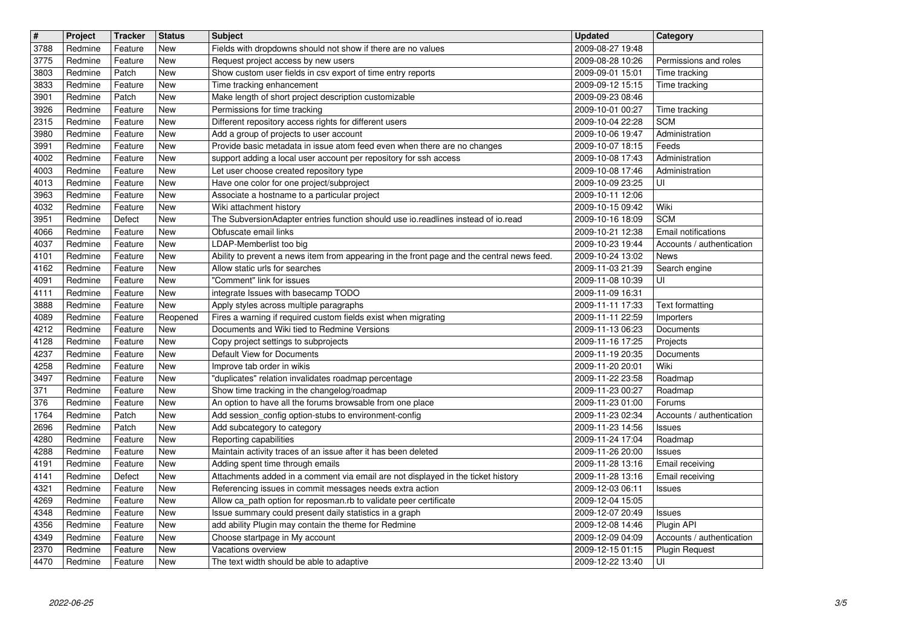| # | Project | Tracker | Status | Subject | Updated | Category |
|---|---|---|---|---|---|---|
| 3788 | Redmine | Feature | New | Fields with dropdowns should not show if there are no values | 2009-08-27 19:48 | |
| 3775 | Redmine | Feature | New | Request project access by new users | 2009-08-28 10:26 | Permissions and roles |
| 3803 | Redmine | Patch | New | Show custom user fields in csv export of time entry reports | 2009-09-01 15:01 | Time tracking |
| 3833 | Redmine | Feature | New | Time tracking enhancement | 2009-09-12 15:15 | Time tracking |
| 3901 | Redmine | Patch | New | Make length of short project description customizable | 2009-09-23 08:46 | |
| 3926 | Redmine | Feature | New | Permissions for time tracking | 2009-10-01 00:27 | Time tracking |
| 2315 | Redmine | Feature | New | Different repository access rights for different users | 2009-10-04 22:28 | SCM |
| 3980 | Redmine | Feature | New | Add a group of projects to user account | 2009-10-06 19:47 | Administration |
| 3991 | Redmine | Feature | New | Provide basic metadata in issue atom feed even when there are no changes | 2009-10-07 18:15 | Feeds |
| 4002 | Redmine | Feature | New | support adding a local user account per repository for ssh access | 2009-10-08 17:43 | Administration |
| 4003 | Redmine | Feature | New | Let user choose created repository type | 2009-10-08 17:46 | Administration |
| 4013 | Redmine | Feature | New | Have one color for one project/subproject | 2009-10-09 23:25 | UI |
| 3963 | Redmine | Feature | New | Associate a hostname to a particular project | 2009-10-11 12:06 | |
| 4032 | Redmine | Feature | New | Wiki attachment history | 2009-10-15 09:42 | Wiki |
| 3951 | Redmine | Defect | New | The SubversionAdapter entries function should use io.readlines instead of io.read | 2009-10-16 18:09 | SCM |
| 4066 | Redmine | Feature | New | Obfuscate email links | 2009-10-21 12:38 | Email notifications |
| 4037 | Redmine | Feature | New | LDAP-Memberlist too big | 2009-10-23 19:44 | Accounts / authentication |
| 4101 | Redmine | Feature | New | Ability to prevent a news item from appearing in the front page and the central news feed. | 2009-10-24 13:02 | News |
| 4162 | Redmine | Feature | New | Allow static urls for searches | 2009-11-03 21:39 | Search engine |
| 4091 | Redmine | Feature | New | "Comment" link for issues | 2009-11-08 10:39 | UI |
| 4111 | Redmine | Feature | New | integrate Issues with basecamp TODO | 2009-11-09 16:31 | |
| 3888 | Redmine | Feature | New | Apply styles across multiple paragraphs | 2009-11-11 17:33 | Text formatting |
| 4089 | Redmine | Feature | Reopened | Fires a warning if required custom fields exist when migrating | 2009-11-11 22:59 | Importers |
| 4212 | Redmine | Feature | New | Documents and Wiki tied to Redmine Versions | 2009-11-13 06:23 | Documents |
| 4128 | Redmine | Feature | New | Copy project settings to subprojects | 2009-11-16 17:25 | Projects |
| 4237 | Redmine | Feature | New | Default View for Documents | 2009-11-19 20:35 | Documents |
| 4258 | Redmine | Feature | New | Improve tab order in wikis | 2009-11-20 20:01 | Wiki |
| 3497 | Redmine | Feature | New | "duplicates" relation invalidates roadmap percentage | 2009-11-22 23:58 | Roadmap |
| 371 | Redmine | Feature | New | Show time tracking in the changelog/roadmap | 2009-11-23 00:27 | Roadmap |
| 376 | Redmine | Feature | New | An option to have all the forums browsable from one place | 2009-11-23 01:00 | Forums |
| 1764 | Redmine | Patch | New | Add session_config option-stubs to environment-config | 2009-11-23 02:34 | Accounts / authentication |
| 2696 | Redmine | Patch | New | Add subcategory to category | 2009-11-23 14:56 | Issues |
| 4280 | Redmine | Feature | New | Reporting capabilities | 2009-11-24 17:04 | Roadmap |
| 4288 | Redmine | Feature | New | Maintain activity traces of an issue after it has been deleted | 2009-11-26 20:00 | Issues |
| 4191 | Redmine | Feature | New | Adding spent time through emails | 2009-11-28 13:16 | Email receiving |
| 4141 | Redmine | Defect | New | Attachments added in a comment via email are not displayed in the ticket history | 2009-11-28 13:16 | Email receiving |
| 4321 | Redmine | Feature | New | Referencing issues in commit messages needs extra action | 2009-12-03 06:11 | Issues |
| 4269 | Redmine | Feature | New | Allow ca_path option for reposman.rb to validate peer certificate | 2009-12-04 15:05 | |
| 4348 | Redmine | Feature | New | Issue summary could present daily statistics in a graph | 2009-12-07 20:49 | Issues |
| 4356 | Redmine | Feature | New | add ability Plugin may contain the theme for Redmine | 2009-12-08 14:46 | Plugin API |
| 4349 | Redmine | Feature | New | Choose startpage in My account | 2009-12-09 04:09 | Accounts / authentication |
| 2370 | Redmine | Feature | New | Vacations overview | 2009-12-15 01:15 | Plugin Request |
| 4470 | Redmine | Feature | New | The text width should be able to adaptive | 2009-12-22 13:40 | UI |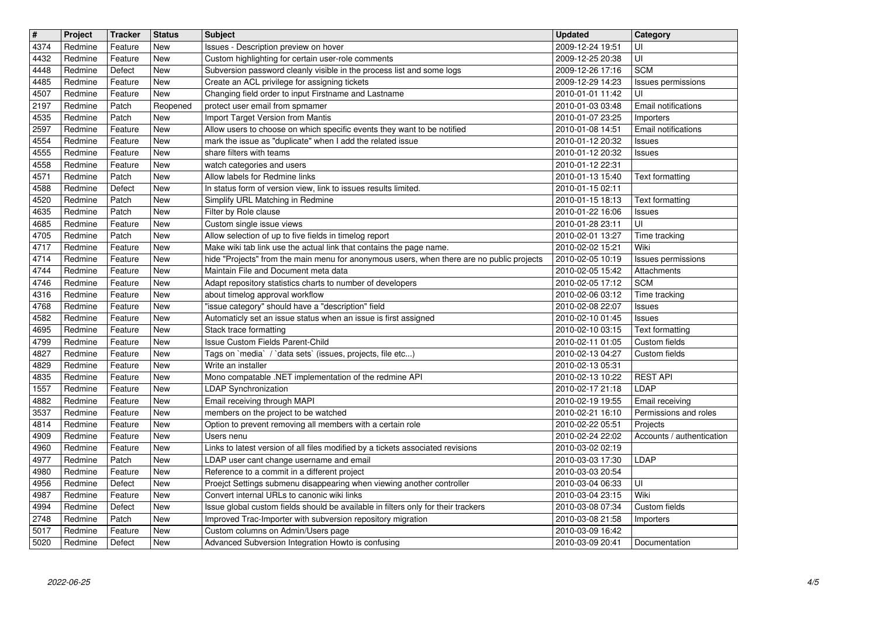| # | Project | Tracker | Status | Subject | Updated | Category |
| --- | --- | --- | --- | --- | --- | --- |
| 4374 | Redmine | Feature | New | Issues - Description preview on hover | 2009-12-24 19:51 | UI |
| 4432 | Redmine | Feature | New | Custom highlighting for certain user-role comments | 2009-12-25 20:38 | UI |
| 4448 | Redmine | Defect | New | Subversion password cleanly visible in the process list and some logs | 2009-12-26 17:16 | SCM |
| 4485 | Redmine | Feature | New | Create an ACL privilege for assigning tickets | 2009-12-29 14:23 | Issues permissions |
| 4507 | Redmine | Feature | New | Changing field order to input Firstname and Lastname | 2010-01-01 11:42 | UI |
| 2197 | Redmine | Patch | Reopened | protect user email from spmamer | 2010-01-03 03:48 | Email notifications |
| 4535 | Redmine | Patch | New | Import Target Version from Mantis | 2010-01-07 23:25 | Importers |
| 2597 | Redmine | Feature | New | Allow users to choose on which specific events they want to be notified | 2010-01-08 14:51 | Email notifications |
| 4554 | Redmine | Feature | New | mark the issue as "duplicate" when I add the related issue | 2010-01-12 20:32 | Issues |
| 4555 | Redmine | Feature | New | share filters with teams | 2010-01-12 20:32 | Issues |
| 4558 | Redmine | Feature | New | watch categories and users | 2010-01-12 22:31 | |
| 4571 | Redmine | Patch | New | Allow labels for Redmine links | 2010-01-13 15:40 | Text formatting |
| 4588 | Redmine | Defect | New | In status form of version view, link to issues results limited. | 2010-01-15 02:11 | |
| 4520 | Redmine | Patch | New | Simplify URL Matching in Redmine | 2010-01-15 18:13 | Text formatting |
| 4635 | Redmine | Patch | New | Filter by Role clause | 2010-01-22 16:06 | Issues |
| 4685 | Redmine | Feature | New | Custom single issue views | 2010-01-28 23:11 | UI |
| 4705 | Redmine | Patch | New | Allow selection of up to five fields in timelog report | 2010-02-01 13:27 | Time tracking |
| 4717 | Redmine | Feature | New | Make wiki tab link use the actual link that contains the page name. | 2010-02-02 15:21 | Wiki |
| 4714 | Redmine | Feature | New | hide "Projects" from the main menu for anonymous users, when there are no public projects | 2010-02-05 10:19 | Issues permissions |
| 4744 | Redmine | Feature | New | Maintain File and Document meta data | 2010-02-05 15:42 | Attachments |
| 4746 | Redmine | Feature | New | Adapt repository statistics charts to number of developers | 2010-02-05 17:12 | SCM |
| 4316 | Redmine | Feature | New | about timelog approval workflow | 2010-02-06 03:12 | Time tracking |
| 4768 | Redmine | Feature | New | "issue category" should have a "description" field | 2010-02-08 22:07 | Issues |
| 4582 | Redmine | Feature | New | Automaticly set an issue status when an issue is first assigned | 2010-02-10 01:45 | Issues |
| 4695 | Redmine | Feature | New | Stack trace formatting | 2010-02-10 03:15 | Text formatting |
| 4799 | Redmine | Feature | New | Issue Custom Fields Parent-Child | 2010-02-11 01:05 | Custom fields |
| 4827 | Redmine | Feature | New | Tags on `media` / `data sets` (issues, projects, file etc...) | 2010-02-13 04:27 | Custom fields |
| 4829 | Redmine | Feature | New | Write an installer | 2010-02-13 05:31 | |
| 4835 | Redmine | Feature | New | Mono compatable .NET implementation of the redmine API | 2010-02-13 10:22 | REST API |
| 1557 | Redmine | Feature | New | LDAP Synchronization | 2010-02-17 21:18 | LDAP |
| 4882 | Redmine | Feature | New | Email receiving through MAPI | 2010-02-19 19:55 | Email receiving |
| 3537 | Redmine | Feature | New | members on the project to be watched | 2010-02-21 16:10 | Permissions and roles |
| 4814 | Redmine | Feature | New | Option to prevent removing all members with a certain role | 2010-02-22 05:51 | Projects |
| 4909 | Redmine | Feature | New | Users nenu | 2010-02-24 22:02 | Accounts / authentication |
| 4960 | Redmine | Feature | New | Links to latest version of all files modified by a tickets associated revisions | 2010-03-02 02:19 | |
| 4977 | Redmine | Patch | New | LDAP user cant change username and email | 2010-03-03 17:30 | LDAP |
| 4980 | Redmine | Feature | New | Reference to a commit in a different project | 2010-03-03 20:54 | |
| 4956 | Redmine | Defect | New | Proejct Settings submenu disappearing when viewing another controller | 2010-03-04 06:33 | UI |
| 4987 | Redmine | Feature | New | Convert internal URLs to canonic wiki links | 2010-03-04 23:15 | Wiki |
| 4994 | Redmine | Defect | New | Issue global custom fields should be available in filters only for their trackers | 2010-03-08 07:34 | Custom fields |
| 2748 | Redmine | Patch | New | Improved Trac-Importer with subversion repository migration | 2010-03-08 21:58 | Importers |
| 5017 | Redmine | Feature | New | Custom columns on Admin/Users page | 2010-03-09 16:42 | |
| 5020 | Redmine | Defect | New | Advanced Subversion Integration Howto is confusing | 2010-03-09 20:41 | Documentation |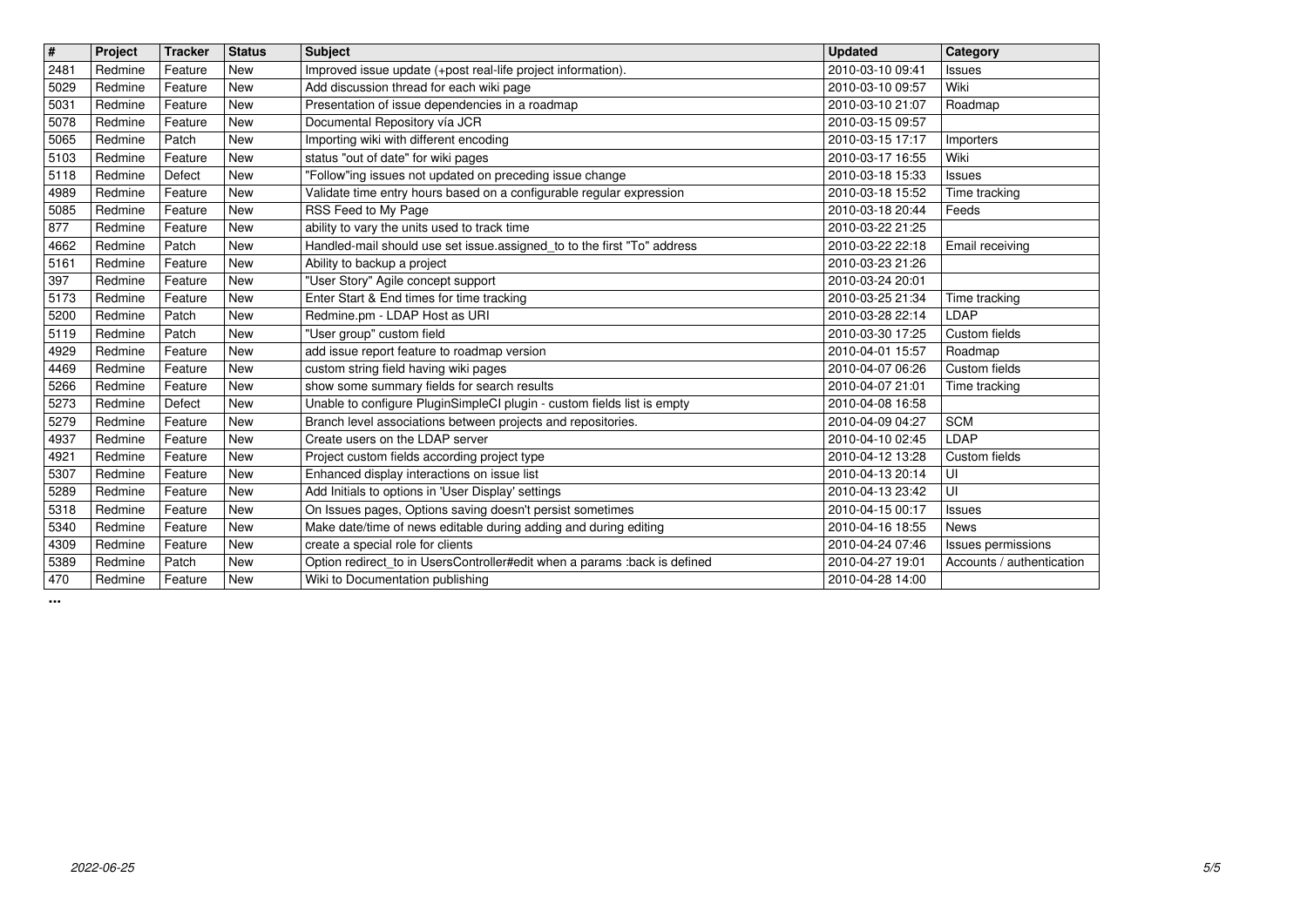| # | Project | Tracker | Status | Subject | Updated | Category |
|---|---|---|---|---|---|---|
| 2481 | Redmine | Feature | New | Improved issue update (+post real-life project information). | 2010-03-10 09:41 | Issues |
| 5029 | Redmine | Feature | New | Add discussion thread for each wiki page | 2010-03-10 09:57 | Wiki |
| 5031 | Redmine | Feature | New | Presentation of issue dependencies in a roadmap | 2010-03-10 21:07 | Roadmap |
| 5078 | Redmine | Feature | New | Documental Repository vía JCR | 2010-03-15 09:57 | |
| 5065 | Redmine | Patch | New | Importing wiki with different encoding | 2010-03-15 17:17 | Importers |
| 5103 | Redmine | Feature | New | status "out of date" for wiki pages | 2010-03-17 16:55 | Wiki |
| 5118 | Redmine | Defect | New | "Follow"ing issues not updated on preceding issue change | 2010-03-18 15:33 | Issues |
| 4989 | Redmine | Feature | New | Validate time entry hours based on a configurable regular expression | 2010-03-18 15:52 | Time tracking |
| 5085 | Redmine | Feature | New | RSS Feed to My Page | 2010-03-18 20:44 | Feeds |
| 877 | Redmine | Feature | New | ability to vary the units used to track time | 2010-03-22 21:25 | |
| 4662 | Redmine | Patch | New | Handled-mail should use set issue.assigned_to to the first "To" address | 2010-03-22 22:18 | Email receiving |
| 5161 | Redmine | Feature | New | Ability to backup a project | 2010-03-23 21:26 | |
| 397 | Redmine | Feature | New | "User Story" Agile concept support | 2010-03-24 20:01 | |
| 5173 | Redmine | Feature | New | Enter Start & End times for time tracking | 2010-03-25 21:34 | Time tracking |
| 5200 | Redmine | Patch | New | Redmine.pm - LDAP Host as URI | 2010-03-28 22:14 | LDAP |
| 5119 | Redmine | Patch | New | "User group" custom field | 2010-03-30 17:25 | Custom fields |
| 4929 | Redmine | Feature | New | add issue report feature to roadmap version | 2010-04-01 15:57 | Roadmap |
| 4469 | Redmine | Feature | New | custom string field having wiki pages | 2010-04-07 06:26 | Custom fields |
| 5266 | Redmine | Feature | New | show some summary fields for search results | 2010-04-07 21:01 | Time tracking |
| 5273 | Redmine | Defect | New | Unable to configure PluginSimpleCI plugin - custom fields list is empty | 2010-04-08 16:58 | |
| 5279 | Redmine | Feature | New | Branch level associations between projects and repositories. | 2010-04-09 04:27 | SCM |
| 4937 | Redmine | Feature | New | Create users on the LDAP server | 2010-04-10 02:45 | LDAP |
| 4921 | Redmine | Feature | New | Project custom fields according project type | 2010-04-12 13:28 | Custom fields |
| 5307 | Redmine | Feature | New | Enhanced display interactions on issue list | 2010-04-13 20:14 | UI |
| 5289 | Redmine | Feature | New | Add Initials to options in 'User Display' settings | 2010-04-13 23:42 | UI |
| 5318 | Redmine | Feature | New | On Issues pages, Options saving doesn't persist sometimes | 2010-04-15 00:17 | Issues |
| 5340 | Redmine | Feature | New | Make date/time of news editable during adding and during editing | 2010-04-16 18:55 | News |
| 4309 | Redmine | Feature | New | create a special role for clients | 2010-04-24 07:46 | Issues permissions |
| 5389 | Redmine | Patch | New | Option redirect_to in UsersController#edit when a params :back is defined | 2010-04-27 19:01 | Accounts / authentication |
| 470 | Redmine | Feature | New | Wiki to Documentation publishing | 2010-04-28 14:00 | |

...